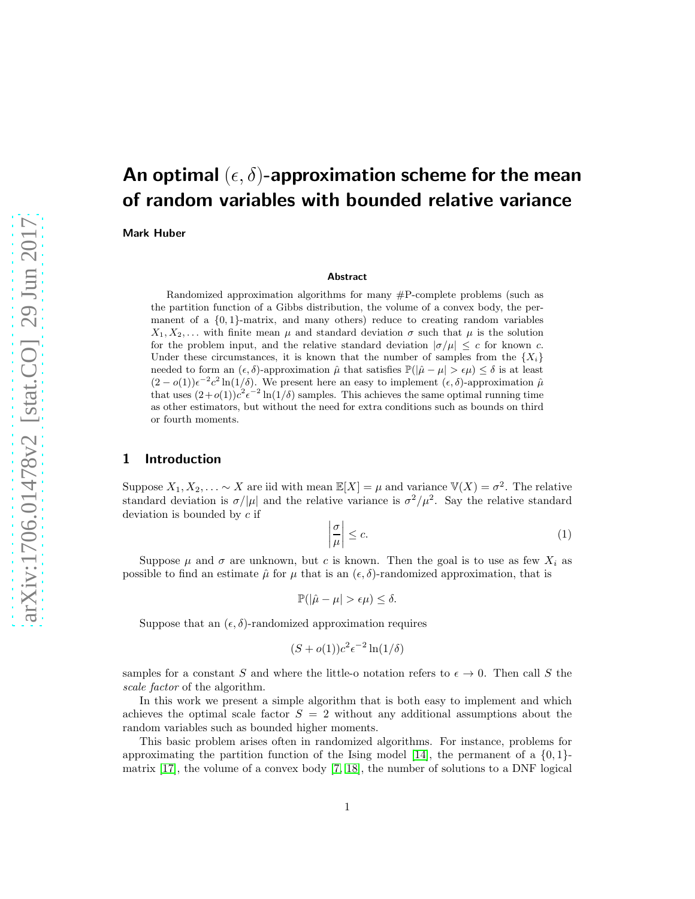# An optimal $(\epsilon, \delta)$-approximation scheme for the mean of random variables with bounded relative variance

**Mark Huber**

### Abstract

Randomized approximation algorithms for many #P-complete problems (such as the partition function of a Gibbs distribution, the volume of a convex body, the permanent of a $\{0, 1\}$-matrix, and many others) reduce to creating random variables $X_1, X_2, \ldots$ with finite mean $\mu$ and standard deviation $\sigma$ such that $\mu$ is the solution for the problem input, and the relative standard deviation $|\sigma/\mu| \leq c$ for known $c$. Under these circumstances, it is known that the number of samples from the $\{X_i\}$ needed to form an $(\epsilon, \delta)$-approximation $\hat{\mu}$ that satisfies $\mathbb{P}(|\hat{\mu} - \mu| > \epsilon\mu) \leq \delta$ is at least $(2 - o(1))\epsilon^{-2}c^2 \ln(1/\delta)$. We present here an easy to implement $(\epsilon, \delta)$-approximation $\hat{\mu}$ that uses $(2 + o(1))c^2\epsilon^{-2} \ln(1/\delta)$ samples. This achieves the same optimal running time as other estimators, but without the need for extra conditions such as bounds on third or fourth moments.

## 1 Introduction

Suppose $X_1, X_2, \ldots \sim X$ are iid with mean $\mathbb{E}[X] = \mu$ and variance $\mathbb{V}(X) = \sigma^2$. The relative standard deviation is $\sigma/|\mu|$ and the relative variance is $\sigma^2/\mu^2$. Say the relative standard deviation is bounded by $c$ if

$$\left|\frac{\sigma}{\mu}\right| \leq c. \tag{1}$$

Suppose $\mu$ and $\sigma$ are unknown, but $c$ is known. Then the goal is to use as few $X_i$ as possible to find an estimate $\hat{\mu}$ for $\mu$ that is an $(\epsilon, \delta)$-randomized approximation, that is

$$\mathbb{P}(|\hat{\mu} - \mu| > \epsilon\mu) \leq \delta.$$

Suppose that an $(\epsilon, \delta)$-randomized approximation requires

$$(S + o(1))c^2\epsilon^{-2} \ln(1/\delta)$$

samples for a constant $S$ and where the little-o notation refers to $\epsilon \to 0$. Then call $S$ the *scale factor* of the algorithm.

In this work we present a simple algorithm that is both easy to implement and which achieves the optimal scale factor $S = 2$ without any additional assumptions about the random variables such as bounded higher moments.

This basic problem arises often in randomized algorithms. For instance, problems for approximating the partition function of the Ising model [14], the permanent of a $\{0, 1\}$-matrix [17], the volume of a convex body [7, 18], the number of solutions to a DNF logical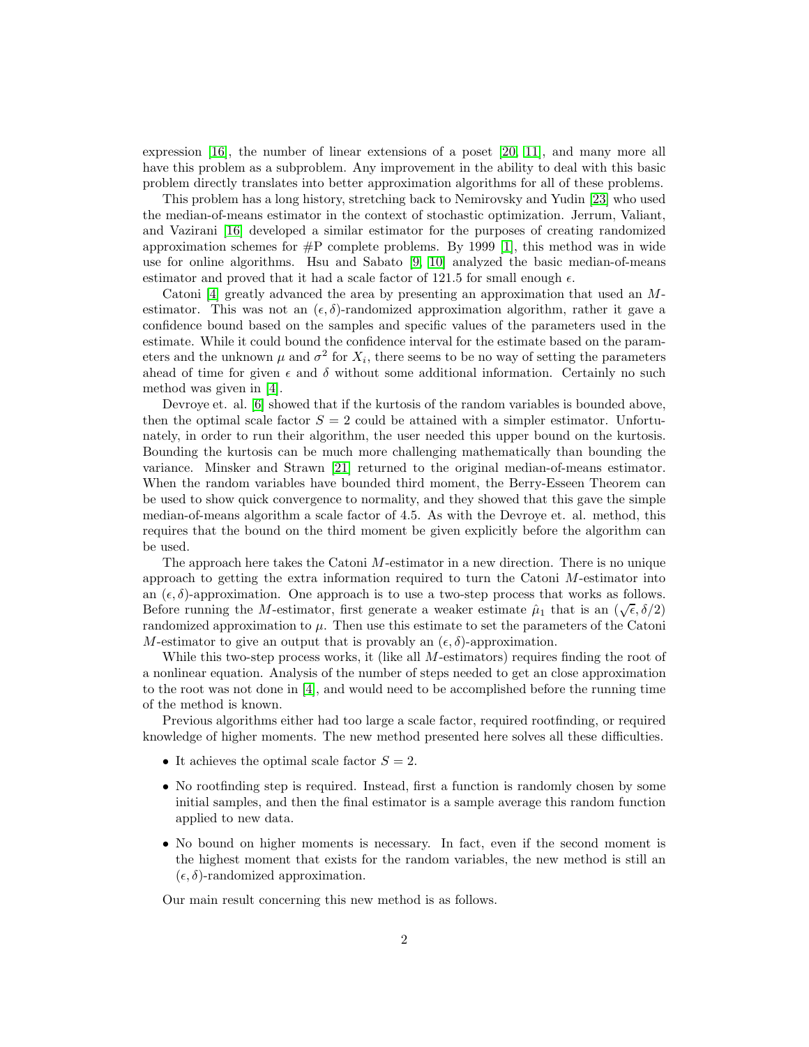expression [16], the number of linear extensions of a poset [20, 11], and many more all have this problem as a subproblem. Any improvement in the ability to deal with this basic problem directly translates into better approximation algorithms for all of these problems.

This problem has a long history, stretching back to Nemirovsky and Yudin [23] who used the median-of-means estimator in the context of stochastic optimization. Jerrum, Valiant, and Vazirani [16] developed a similar estimator for the purposes of creating randomized approximation schemes for #P complete problems. By 1999 [1], this method was in wide use for online algorithms. Hsu and Sabato [9, 10] analyzed the basic median-of-means estimator and proved that it had a scale factor of 121.5 for small enough $\epsilon$.

Catoni [4] greatly advanced the area by presenting an approximation that used an $M$-estimator. This was not an $(\epsilon, \delta)$-randomized approximation algorithm, rather it gave a confidence bound based on the samples and specific values of the parameters used in the estimate. While it could bound the confidence interval for the estimate based on the parameters and the unknown $\mu$ and $\sigma^2$ for $X_i$, there seems to be no way of setting the parameters ahead of time for given $\epsilon$ and $\delta$ without some additional information. Certainly no such method was given in [4].

Devroye et. al. [6] showed that if the kurtosis of the random variables is bounded above, then the optimal scale factor $S = 2$ could be attained with a simpler estimator. Unfortunately, in order to run their algorithm, the user needed this upper bound on the kurtosis. Bounding the kurtosis can be much more challenging mathematically than bounding the variance. Minsker and Strawn [21] returned to the original median-of-means estimator. When the random variables have bounded third moment, the Berry-Esseen Theorem can be used to show quick convergence to normality, and they showed that this gave the simple median-of-means algorithm a scale factor of 4.5. As with the Devroye et. al. method, this requires that the bound on the third moment be given explicitly before the algorithm can be used.

The approach here takes the Catoni $M$-estimator in a new direction. There is no unique approach to getting the extra information required to turn the Catoni $M$-estimator into an $(\epsilon, \delta)$-approximation. One approach is to use a two-step process that works as follows. Before running the $M$-estimator, first generate a weaker estimate $\hat{\mu}_1$ that is an $(\sqrt{\epsilon}, \delta/2)$ randomized approximation to $\mu$. Then use this estimate to set the parameters of the Catoni $M$-estimator to give an output that is provably an $(\epsilon, \delta)$-approximation.

While this two-step process works, it (like all $M$-estimators) requires finding the root of a nonlinear equation. Analysis of the number of steps needed to get an close approximation to the root was not done in [4], and would need to be accomplished before the running time of the method is known.

Previous algorithms either had too large a scale factor, required rootfinding, or required knowledge of higher moments. The new method presented here solves all these difficulties.

- It achieves the optimal scale factor $S = 2$.
- No rootfinding step is required. Instead, first a function is randomly chosen by some initial samples, and then the final estimator is a sample average this random function applied to new data.
- No bound on higher moments is necessary. In fact, even if the second moment is the highest moment that exists for the random variables, the new method is still an $(\epsilon, \delta)$-randomized approximation.

Our main result concerning this new method is as follows.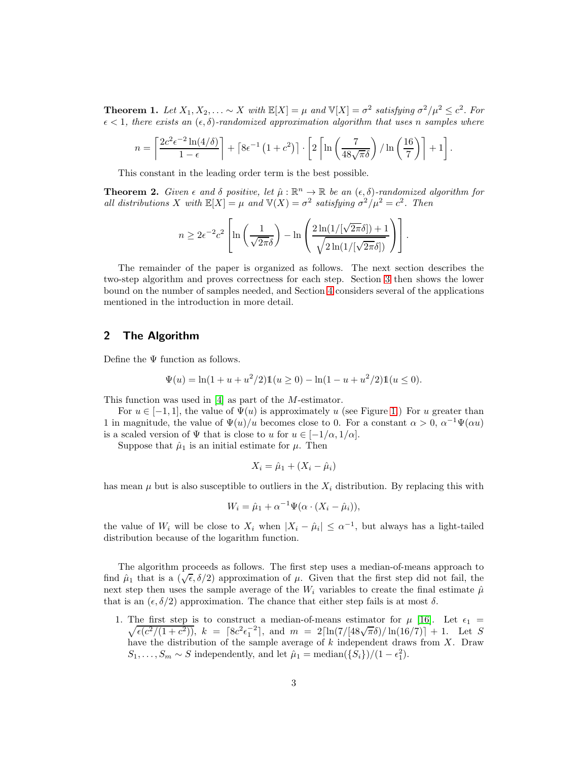**Theorem 1.** *Let $X_1, X_2, \ldots \sim X$ with $\mathbb{E}[X] = \mu$ and $\mathbb{V}[X] = \sigma^2$ satisfying $\sigma^2/\mu^2 \leq c^2$. For $\epsilon < 1$, there exists an $(\epsilon, \delta)$-randomized approximation algorithm that uses $n$ samples where*

$$n = \left\lceil \frac{2c^2\epsilon^{-2}\ln(4/\delta)}{1-\epsilon} \right\rceil + \left\lceil 8\epsilon^{-1}\left(1 + c^2\right)\right\rceil \cdot \left[2\left\lceil \ln\left(\frac{7}{48\sqrt{\pi}\delta}\right) / \ln\left(\frac{16}{7}\right)\right\rceil + 1\right].$$

This constant in the leading order term is the best possible.

**Theorem 2.** *Given $\epsilon$ and $\delta$ positive, let $\hat{\mu} : \mathbb{R}^n \to \mathbb{R}$ be an $(\epsilon, \delta)$-randomized algorithm for all distributions $X$ with $\mathbb{E}[X] = \mu$ and $\mathbb{V}(X) = \sigma^2$ satisfying $\sigma^2/\mu^2 = c^2$. Then*

$$n \geq 2\epsilon^{-2}c^2 \left[\ln\left(\frac{1}{\sqrt{2\pi}\delta}\right) - \ln\left(\frac{2\ln(1/[\sqrt{2\pi}\delta]) + 1}{\sqrt{2\ln(1/[\sqrt{2\pi}\delta])}}\right)\right].$$

The remainder of the paper is organized as follows. The next section describes the two-step algorithm and proves correctness for each step. Section 3 then shows the lower bound on the number of samples needed, and Section 4 considers several of the applications mentioned in the introduction in more detail.

## 2 The Algorithm

Define the $\Psi$ function as follows.

$$\Psi(u) = \ln(1 + u + u^2/2)\mathbb{1}(u \geq 0) - \ln(1 - u + u^2/2)\mathbb{1}(u \leq 0).$$

This function was used in [4] as part of the $M$-estimator.

For $u \in [-1, 1]$, the value of $\Psi(u)$ is approximately $u$ (see Figure 1) For $u$ greater than 1 in magnitude, the value of $\Psi(u)/u$ becomes close to 0. For a constant $\alpha > 0$, $\alpha^{-1}\Psi(\alpha u)$ is a scaled version of $\Psi$ that is close to $u$ for $u \in [-1/\alpha, 1/\alpha]$.

Suppose that $\hat{\mu}_1$ is an initial estimate for $\mu$. Then

$$X_i = \hat{\mu}_1 + (X_i - \hat{\mu}_i)$$

has mean $\mu$ but is also susceptible to outliers in the $X_i$ distribution. By replacing this with

$$W_i = \hat{\mu}_1 + \alpha^{-1}\Psi(\alpha \cdot (X_i - \hat{\mu}_i)),$$

the value of $W_i$ will be close to $X_i$ when $|X_i - \hat{\mu}_i| \leq \alpha^{-1}$, but always has a light-tailed distribution because of the logarithm function.

The algorithm proceeds as follows. The first step uses a median-of-means approach to find $\hat{\mu}_1$ that is a $(\sqrt{\epsilon}, \delta/2)$ approximation of $\mu$. Given that the first step did not fail, the next step then uses the sample average of the $W_i$ variables to create the final estimate $\hat{\mu}$ that is an $(\epsilon, \delta/2)$ approximation. The chance that either step fails is at most $\delta$.

1. The first step is to construct a median-of-means estimator for $\mu$ [16]. Let $\epsilon_1 = \sqrt{\epsilon(c^2/(1 + c^2))}$, $k = \lceil 8c^2\epsilon_1^{-2}\rceil$, and $m = 2\lceil \ln(7/[48\sqrt{\pi}\delta)/\ln(16/7)\rceil + 1$. Let $S$ have the distribution of the sample average of $k$ independent draws from $X$. Draw $S_1, \ldots, S_m \sim S$ independently, and let $\hat{\mu}_1 = \text{median}(\{S_i\})/(1 - \epsilon_1^2)$.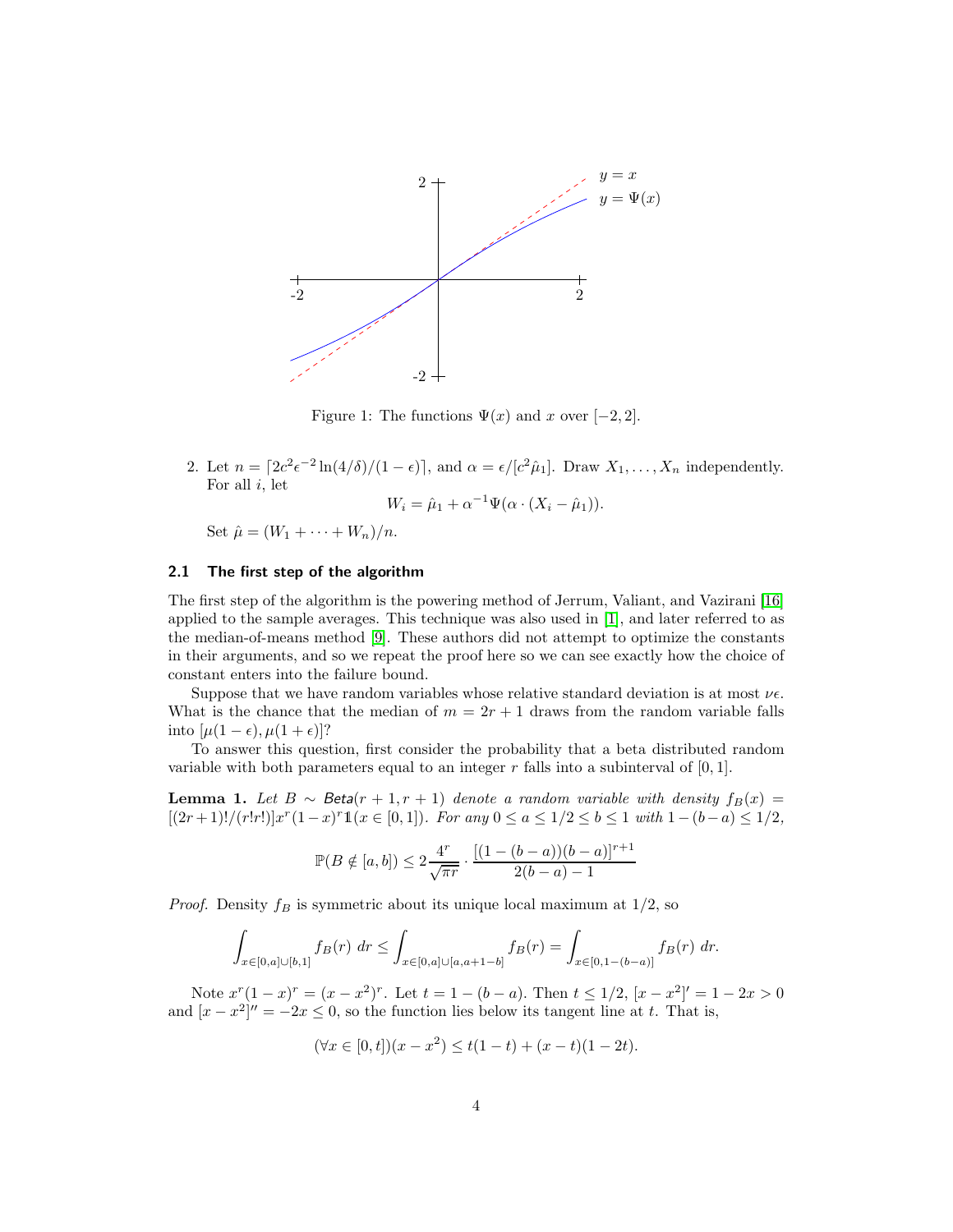Figure 1: The functions $\Psi(x)$ and $x$ over $[-2, 2]$.

2. Let $n = \lceil 2c^2\epsilon^{-2}\ln(4/\delta)/(1-\epsilon)\rceil$, and $\alpha = \epsilon/[c^2\hat{\mu}_1]$. Draw $X_1, \ldots, X_n$ independently. For all $i$, let
$$W_i = \hat{\mu}_1 + \alpha^{-1}\Psi(\alpha \cdot (X_i - \hat{\mu}_1)).$$
Set $\hat{\mu} = (W_1 + \cdots + W_n)/n$.

### 2.1 The first step of the algorithm

The first step of the algorithm is the powering method of Jerrum, Valiant, and Vazirani [16] applied to the sample averages. This technique was also used in [1], and later referred to as the median-of-means method [9]. These authors did not attempt to optimize the constants in their arguments, and so we repeat the proof here so we can see exactly how the choice of constant enters into the failure bound.

Suppose that we have random variables whose relative standard deviation is at most $\nu\epsilon$. What is the chance that the median of $m = 2r + 1$ draws from the random variable falls into $[\mu(1-\epsilon), \mu(1+\epsilon)]$?

To answer this question, first consider the probability that a beta distributed random variable with both parameters equal to an integer $r$ falls into a subinterval of $[0, 1]$.

**Lemma 1.** *Let $B \sim \textsf{Beta}(r+1, r+1)$ denote a random variable with density $f_B(x) = [(2r+1)!/(r!r!)]x^r(1-x)^r\mathbb{1}(x \in [0,1])$. For any $0 \leq a \leq 1/2 \leq b \leq 1$ with $1-(b-a) \leq 1/2$,*

$$\mathbb{P}(B \notin [a,b]) \leq 2\frac{4^r}{\sqrt{\pi r}} \cdot \frac{[(1-(b-a))(b-a)]^{r+1}}{2(b-a)-1}$$

*Proof.* Density $f_B$ is symmetric about its unique local maximum at $1/2$, so

$$\int_{x\in[0,a]\cup[b,1]} f_B(r)\ dr \leq \int_{x\in[0,a]\cup[a,a+1-b]} f_B(r) = \int_{x\in[0,1-(b-a)]} f_B(r)\ dr.$$

Note $x^r(1-x)^r = (x-x^2)^r$. Let $t = 1-(b-a)$. Then $t \leq 1/2$, $[x-x^2]' = 1-2x > 0$ and $[x-x^2]'' = -2x \leq 0$, so the function lies below its tangent line at $t$. That is,

$$(\forall x \in [0,t])(x-x^2) \leq t(1-t) + (x-t)(1-2t).$$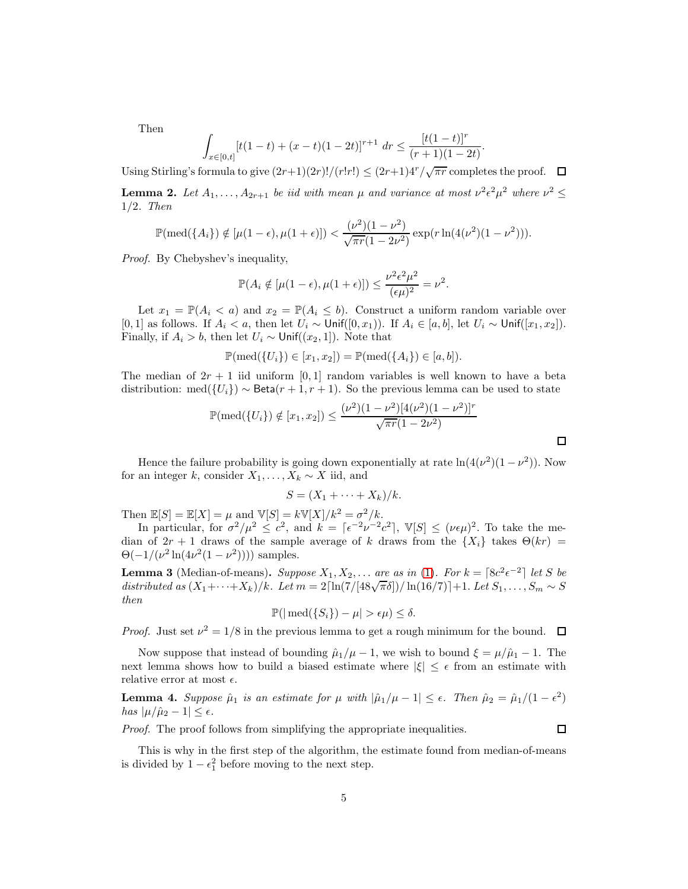Then

$$\int_{x\in[0,t]} [t(1-t) + (x-t)(1-2t)]^{r+1} \, dr \leq \frac{[t(1-t)]^r}{(r+1)(1-2t)}.$$

Using Stirling's formula to give $(2r+1)(2r)!/(r!r!) \leq (2r+1)4^r/\sqrt{\pi r}$ completes the proof. $\square$

**Lemma 2.** *Let $A_1, \ldots, A_{2r+1}$ be iid with mean $\mu$ and variance at most $\nu^2\epsilon^2\mu^2$ where $\nu^2 \leq 1/2$. Then*

$$\mathbb{P}(\text{med}(\{A_i\}) \notin [\mu(1-\epsilon), \mu(1+\epsilon)]) < \frac{(\nu^2)(1-\nu^2)}{\sqrt{\pi r}(1-2\nu^2)} \exp(r \ln(4(\nu^2)(1-\nu^2))).$$

*Proof.* By Chebyshev's inequality,

$$\mathbb{P}(A_i \notin [\mu(1-\epsilon), \mu(1+\epsilon)]) \leq \frac{\nu^2\epsilon^2\mu^2}{(\epsilon\mu)^2} = \nu^2.$$

Let $x_1 = \mathbb{P}(A_i < a)$ and $x_2 = \mathbb{P}(A_i \leq b)$. Construct a uniform random variable over $[0,1]$ as follows. If $A_i < a$, then let $U_i \sim \mathsf{Unif}([0, x_1))$. If $A_i \in [a, b]$, let $U_i \sim \mathsf{Unif}([x_1, x_2])$. Finally, if $A_i > b$, then let $U_i \sim \mathsf{Unif}((x_2, 1])$. Note that

$$\mathbb{P}(\text{med}(\{U_i\}) \in [x_1, x_2]) = \mathbb{P}(\text{med}(\{A_i\}) \in [a, b]).$$

The median of $2r+1$ iid uniform $[0,1]$ random variables is well known to have a beta distribution: $\text{med}(\{U_i\}) \sim \mathsf{Beta}(r+1, r+1)$. So the previous lemma can be used to state

$$\mathbb{P}(\text{med}(\{U_i\}) \notin [x_1, x_2]) \leq \frac{(\nu^2)(1-\nu^2)[4(\nu^2)(1-\nu^2)]^r}{\sqrt{\pi r}(1-2\nu^2)}$$

$\square$

Hence the failure probability is going down exponentially at rate $\ln(4(\nu^2)(1-\nu^2))$. Now for an integer $k$, consider $X_1, \ldots, X_k \sim X$ iid, and

$$S = (X_1 + \cdots + X_k)/k.$$

Then $\mathbb{E}[S] = \mathbb{E}[X] = \mu$ and $\mathbb{V}[S] = k\mathbb{V}[X]/k^2 = \sigma^2/k$.

In particular, for $\sigma^2/\mu^2 \leq c^2$, and $k = \lceil \epsilon^{-2}\nu^{-2}c^2 \rceil$, $\mathbb{V}[S] \leq (\nu\epsilon\mu)^2$. To take the median of $2r+1$ draws of the sample average of $k$ draws from the $\{X_i\}$ takes $\Theta(kr) = \Theta(-1/(\nu^2 \ln(4\nu^2(1-\nu^2))))$ samples.

**Lemma 3** (Median-of-means)**.** *Suppose $X_1, X_2, \ldots$ are as in (1). For $k = \lceil 8c^2\epsilon^{-2} \rceil$ let $S$ be distributed as $(X_1 + \cdots + X_k)/k$. Let $m = 2\lceil \ln(7/[48\sqrt{\pi}\delta])/\ln(16/7) \rceil + 1$. Let $S_1, \ldots, S_m \sim S$ then*

$$\mathbb{P}(|\text{med}(\{S_i\}) - \mu| > \epsilon\mu) \leq \delta.$$

*Proof.* Just set $\nu^2 = 1/8$ in the previous lemma to get a rough minimum for the bound. $\square$

Now suppose that instead of bounding $\hat{\mu}_1/\mu - 1$, we wish to bound $\xi = \mu/\hat{\mu}_1 - 1$. The next lemma shows how to build a biased estimate where $|\xi| \leq \epsilon$ from an estimate with relative error at most $\epsilon$.

**Lemma 4.** *Suppose $\hat{\mu}_1$ is an estimate for $\mu$ with $|\hat{\mu}_1/\mu - 1| \leq \epsilon$. Then $\hat{\mu}_2 = \hat{\mu}_1/(1-\epsilon^2)$ has $|\mu/\hat{\mu}_2 - 1| \leq \epsilon$.*

*Proof.* The proof follows from simplifying the appropriate inequalities. $\square$

This is why in the first step of the algorithm, the estimate found from median-of-means is divided by $1 - \epsilon_1^2$ before moving to the next step.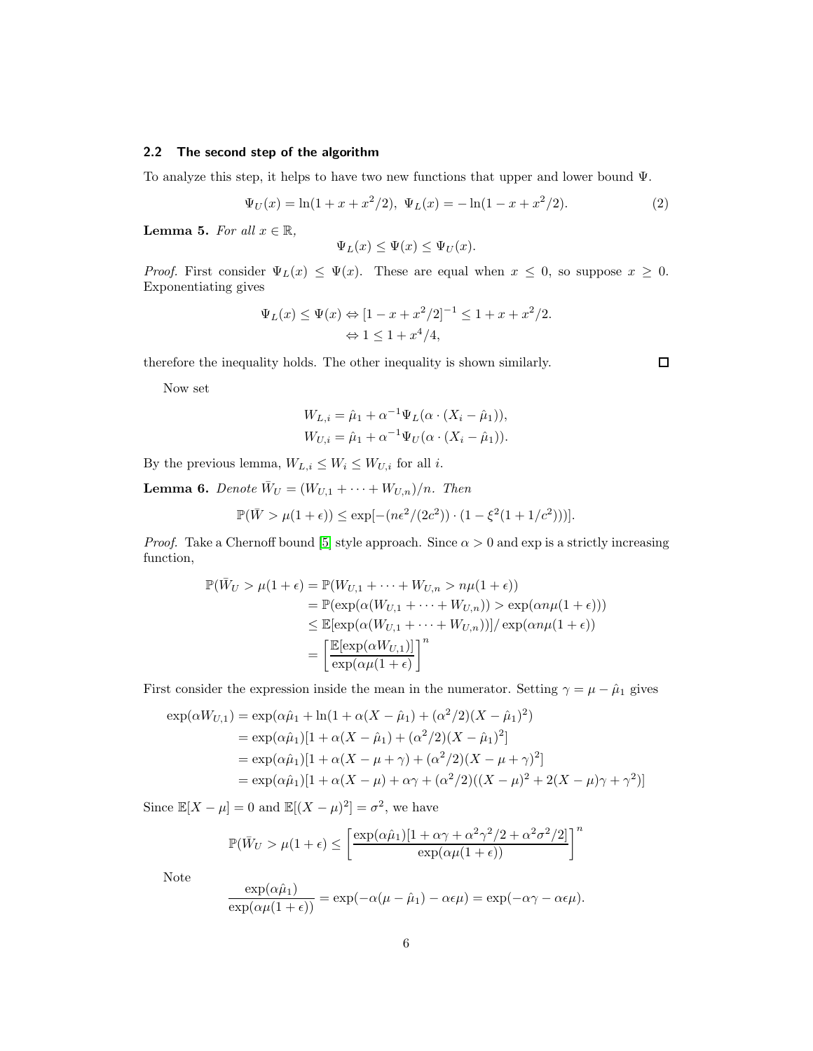### 2.2 The second step of the algorithm

To analyze this step, it helps to have two new functions that upper and lower bound $\Psi$.

$$\Psi_U(x) = \ln(1 + x + x^2/2),\ \Psi_L(x) = -\ln(1 - x + x^2/2). \tag{2}$$

**Lemma 5.** *For all $x \in \mathbb{R}$,*

$$\Psi_L(x) \leq \Psi(x) \leq \Psi_U(x).$$

*Proof.* First consider $\Psi_L(x) \leq \Psi(x)$. These are equal when $x \leq 0$, so suppose $x \geq 0$. Exponentiating gives

$$\begin{aligned}
\Psi_L(x) \leq \Psi(x) &\Leftrightarrow [1 - x + x^2/2]^{-1} \leq 1 + x + x^2/2. \\
&\Leftrightarrow 1 \leq 1 + x^4/4,
\end{aligned}$$

therefore the inequality holds. The other inequality is shown similarly. $\square$

Now set

$$\begin{aligned}
W_{L,i} &= \hat{\mu}_1 + \alpha^{-1}\Psi_L(\alpha \cdot (X_i - \hat{\mu}_1)), \\
W_{U,i} &= \hat{\mu}_1 + \alpha^{-1}\Psi_U(\alpha \cdot (X_i - \hat{\mu}_1)).
\end{aligned}$$

By the previous lemma, $W_{L,i} \leq W_i \leq W_{U,i}$ for all $i$.

**Lemma 6.** *Denote $\bar{W}_U = (W_{U,1} + \cdots + W_{U,n})/n$. Then*

$$\mathbb{P}(\bar{W} > \mu(1 + \epsilon)) \leq \exp[-(n\epsilon^2/(2c^2)) \cdot (1 - \xi^2(1 + 1/c^2)))].$$

*Proof.* Take a Chernoff bound [5] style approach. Since $\alpha > 0$ and exp is a strictly increasing function,

$$\begin{aligned}
\mathbb{P}(\bar{W}_U > \mu(1 + \epsilon) &= \mathbb{P}(W_{U,1} + \cdots + W_{U,n} > n\mu(1 + \epsilon)) \\
&= \mathbb{P}(\exp(\alpha(W_{U,1} + \cdots + W_{U,n})) > \exp(\alpha n\mu(1 + \epsilon))) \\
&\leq \mathbb{E}[\exp(\alpha(W_{U,1} + \cdots + W_{U,n}))]/\exp(\alpha n\mu(1 + \epsilon)) \\
&= \left[\frac{\mathbb{E}[\exp(\alpha W_{U,1})]}{\exp(\alpha\mu(1 + \epsilon)}\right]^n
\end{aligned}$$

First consider the expression inside the mean in the numerator. Setting $\gamma = \mu - \hat{\mu}_1$ gives

$$\begin{aligned}
\exp(\alpha W_{U,1}) &= \exp(\alpha\hat{\mu}_1 + \ln(1 + \alpha(X - \hat{\mu}_1) + (\alpha^2/2)(X - \hat{\mu}_1)^2) \\
&= \exp(\alpha\hat{\mu}_1)[1 + \alpha(X - \hat{\mu}_1) + (\alpha^2/2)(X - \hat{\mu}_1)^2] \\
&= \exp(\alpha\hat{\mu}_1)[1 + \alpha(X - \mu + \gamma) + (\alpha^2/2)(X - \mu + \gamma)^2] \\
&= \exp(\alpha\hat{\mu}_1)[1 + \alpha(X - \mu) + \alpha\gamma + (\alpha^2/2)((X - \mu)^2 + 2(X - \mu)\gamma + \gamma^2)]
\end{aligned}$$

Since $\mathbb{E}[X - \mu] = 0$ and $\mathbb{E}[(X - \mu)^2] = \sigma^2$, we have

$$\mathbb{P}(\bar{W}_U > \mu(1 + \epsilon) \leq \left[\frac{\exp(\alpha\hat{\mu}_1)[1 + \alpha\gamma + \alpha^2\gamma^2/2 + \alpha^2\sigma^2/2]}{\exp(\alpha\mu(1 + \epsilon))}\right]^n$$

Note

$$\frac{\exp(\alpha\hat{\mu}_1)}{\exp(\alpha\mu(1 + \epsilon))} = \exp(-\alpha(\mu - \hat{\mu}_1) - \alpha\epsilon\mu) = \exp(-\alpha\gamma - \alpha\epsilon\mu).$$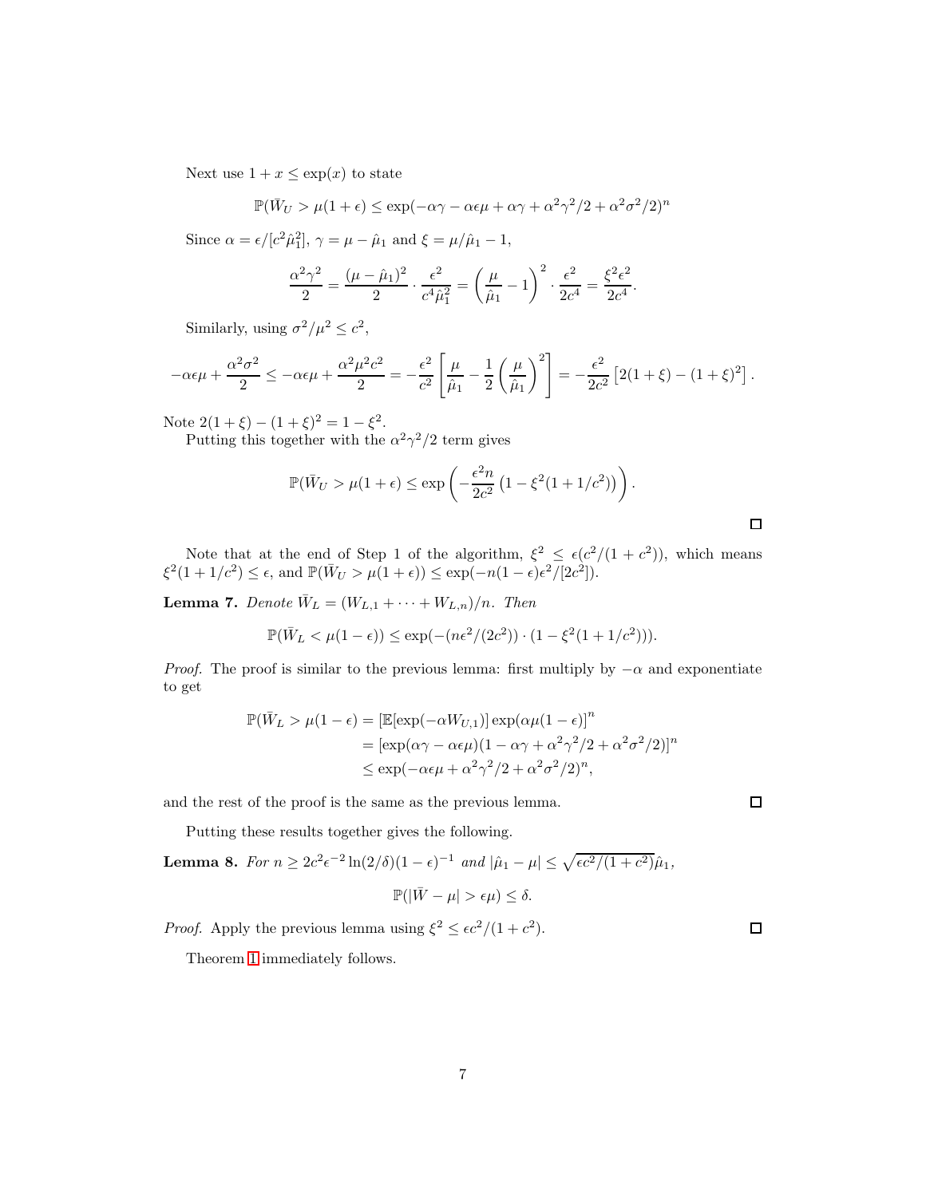Next use $1 + x \leq \exp(x)$ to state

$$\mathbb{P}(\bar{W}_U > \mu(1+\epsilon) \leq \exp(-\alpha\gamma - \alpha\epsilon\mu + \alpha\gamma + \alpha^2\gamma^2/2 + \alpha^2\sigma^2/2)^n$$

Since $\alpha = \epsilon/[c^2\hat{\mu}_1^2]$, $\gamma = \mu - \hat{\mu}_1$ and $\xi = \mu/\hat{\mu}_1 - 1$,

$$\frac{\alpha^2\gamma^2}{2} = \frac{(\mu - \hat{\mu}_1)^2}{2} \cdot \frac{\epsilon^2}{c^4\hat{\mu}_1^2} = \left(\frac{\mu}{\hat{\mu}_1} - 1\right)^2 \cdot \frac{\epsilon^2}{2c^4} = \frac{\xi^2\epsilon^2}{2c^4}.$$

Similarly, using $\sigma^2/\mu^2 \leq c^2$,

$$-\alpha\epsilon\mu + \frac{\alpha^2\sigma^2}{2} \leq -\alpha\epsilon\mu + \frac{\alpha^2\mu^2c^2}{2} = -\frac{\epsilon^2}{c^2}\left[\frac{\mu}{\hat{\mu}_1} - \frac{1}{2}\left(\frac{\mu}{\hat{\mu}_1}\right)^2\right] = -\frac{\epsilon^2}{2c^2}\left[2(1+\xi) - (1+\xi)^2\right].$$

Note $2(1+\xi) - (1+\xi)^2 = 1 - \xi^2$.

Putting this together with the $\alpha^2\gamma^2/2$ term gives

$$\mathbb{P}(\bar{W}_U > \mu(1+\epsilon) \leq \exp\left(-\frac{\epsilon^2 n}{2c^2}\left(1 - \xi^2(1 + 1/c^2)\right)\right).$$

□

Note that at the end of Step 1 of the algorithm, $\xi^2 \leq \epsilon(c^2/(1+c^2))$, which means $\xi^2(1+1/c^2) \leq \epsilon$, and $\mathbb{P}(\bar{W}_U > \mu(1+\epsilon)) \leq \exp(-n(1-\epsilon)\epsilon^2/[2c^2])$.

**Lemma 7.** *Denote $\bar{W}_L = (W_{L,1} + \cdots + W_{L,n})/n$. Then*

$$\mathbb{P}(\bar{W}_L < \mu(1-\epsilon)) \leq \exp(-(n\epsilon^2/(2c^2)) \cdot (1 - \xi^2(1+1/c^2))).$$

*Proof.* The proof is similar to the previous lemma: first multiply by $-\alpha$ and exponentiate to get

$$\begin{aligned}
\mathbb{P}(\bar{W}_L > \mu(1-\epsilon) &= [\mathbb{E}[\exp(-\alpha W_{U,1})]\exp(\alpha\mu(1-\epsilon)]^n \\
&= [\exp(\alpha\gamma - \alpha\epsilon\mu)(1 - \alpha\gamma + \alpha^2\gamma^2/2 + \alpha^2\sigma^2/2)]^n \\
&\leq \exp(-\alpha\epsilon\mu + \alpha^2\gamma^2/2 + \alpha^2\sigma^2/2)^n,
\end{aligned}$$

and the rest of the proof is the same as the previous lemma. □

Putting these results together gives the following.

**Lemma 8.** *For $n \geq 2c^2\epsilon^{-2}\ln(2/\delta)(1-\epsilon)^{-1}$ and $|\hat{\mu}_1 - \mu| \leq \sqrt{\epsilon c^2/(1+c^2)}\hat{\mu}_1$,*

$$\mathbb{P}(|\bar{W} - \mu| > \epsilon\mu) \leq \delta.$$

*Proof.* Apply the previous lemma using $\xi^2 \leq \epsilon c^2/(1+c^2)$. □

Theorem 1 immediately follows.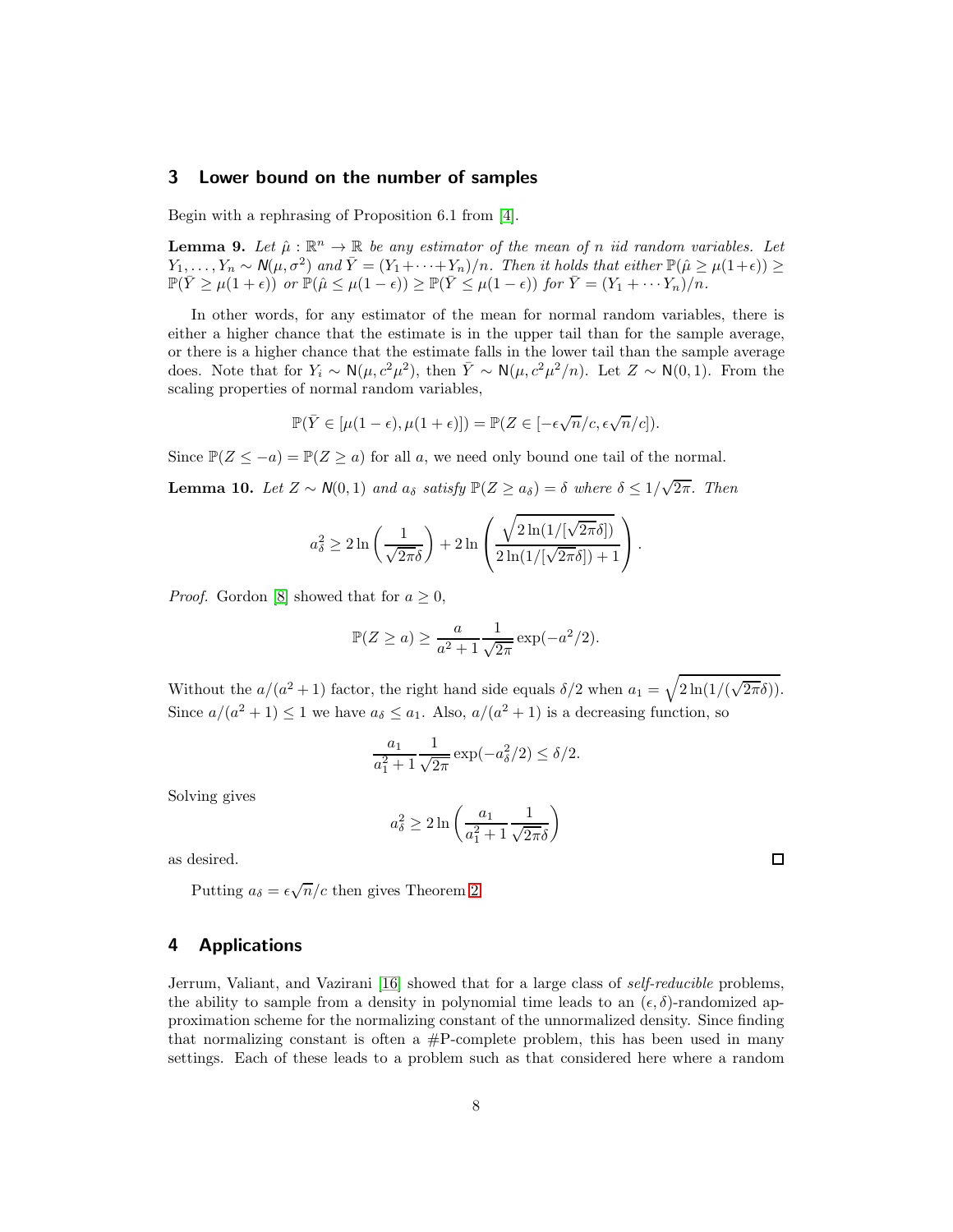## 3 Lower bound on the number of samples

Begin with a rephrasing of Proposition 6.1 from [4].

**Lemma 9.** *Let $\hat{\mu} : \mathbb{R}^n \to \mathbb{R}$ be any estimator of the mean of $n$ iid random variables. Let $Y_1, \ldots, Y_n \sim \mathsf{N}(\mu, \sigma^2)$ and $\bar{Y} = (Y_1 + \cdots + Y_n)/n$. Then it holds that either $\mathbb{P}(\hat{\mu} \geq \mu(1+\epsilon)) \geq \mathbb{P}(\bar{Y} \geq \mu(1+\epsilon))$ or $\mathbb{P}(\hat{\mu} \leq \mu(1-\epsilon)) \geq \mathbb{P}(\bar{Y} \leq \mu(1-\epsilon))$ for $\bar{Y} = (Y_1 + \cdots Y_n)/n$.*

In other words, for any estimator of the mean for normal random variables, there is either a higher chance that the estimate is in the upper tail than for the sample average, or there is a higher chance that the estimate falls in the lower tail than the sample average does. Note that for $Y_i \sim \mathsf{N}(\mu, c^2\mu^2)$, then $\bar{Y} \sim \mathsf{N}(\mu, c^2\mu^2/n)$. Let $Z \sim \mathsf{N}(0,1)$. From the scaling properties of normal random variables,

$$\mathbb{P}(\bar{Y} \in [\mu(1-\epsilon), \mu(1+\epsilon)]) = \mathbb{P}(Z \in [-\epsilon\sqrt{n}/c, \epsilon\sqrt{n}/c]).$$

Since $\mathbb{P}(Z \leq -a) = \mathbb{P}(Z \geq a)$ for all $a$, we need only bound one tail of the normal.

**Lemma 10.** *Let $Z \sim \mathsf{N}(0,1)$ and $a_\delta$ satisfy $\mathbb{P}(Z \geq a_\delta) = \delta$ where $\delta \leq 1/\sqrt{2\pi}$. Then*

$$a_\delta^2 \geq 2\ln\left(\frac{1}{\sqrt{2\pi}\delta}\right) + 2\ln\left(\frac{\sqrt{2\ln(1/[\sqrt{2\pi}\delta])}}{2\ln(1/[\sqrt{2\pi}\delta]) + 1}\right).$$

*Proof.* Gordon [8] showed that for $a \geq 0$,

$$\mathbb{P}(Z \geq a) \geq \frac{a}{a^2+1}\frac{1}{\sqrt{2\pi}}\exp(-a^2/2).$$

Without the $a/(a^2+1)$ factor, the right hand side equals $\delta/2$ when $a_1 = \sqrt{2\ln(1/(\sqrt{2\pi}\delta))}$. Since $a/(a^2+1) \leq 1$ we have $a_\delta \leq a_1$. Also, $a/(a^2+1)$ is a decreasing function, so

$$\frac{a_1}{a_1^2+1}\frac{1}{\sqrt{2\pi}}\exp(-a_\delta^2/2) \leq \delta/2.$$

Solving gives

$$a_\delta^2 \geq 2\ln\left(\frac{a_1}{a_1^2+1}\frac{1}{\sqrt{2\pi}\delta}\right)$$

as desired. □

Putting $a_\delta = \epsilon\sqrt{n}/c$ then gives Theorem 2.

## 4 Applications

Jerrum, Valiant, and Vazirani [16] showed that for a large class of *self-reducible* problems, the ability to sample from a density in polynomial time leads to an $(\epsilon, \delta)$-randomized approximation scheme for the normalizing constant of the unnormalized density. Since finding that normalizing constant is often a #P-complete problem, this has been used in many settings. Each of these leads to a problem such as that considered here where a random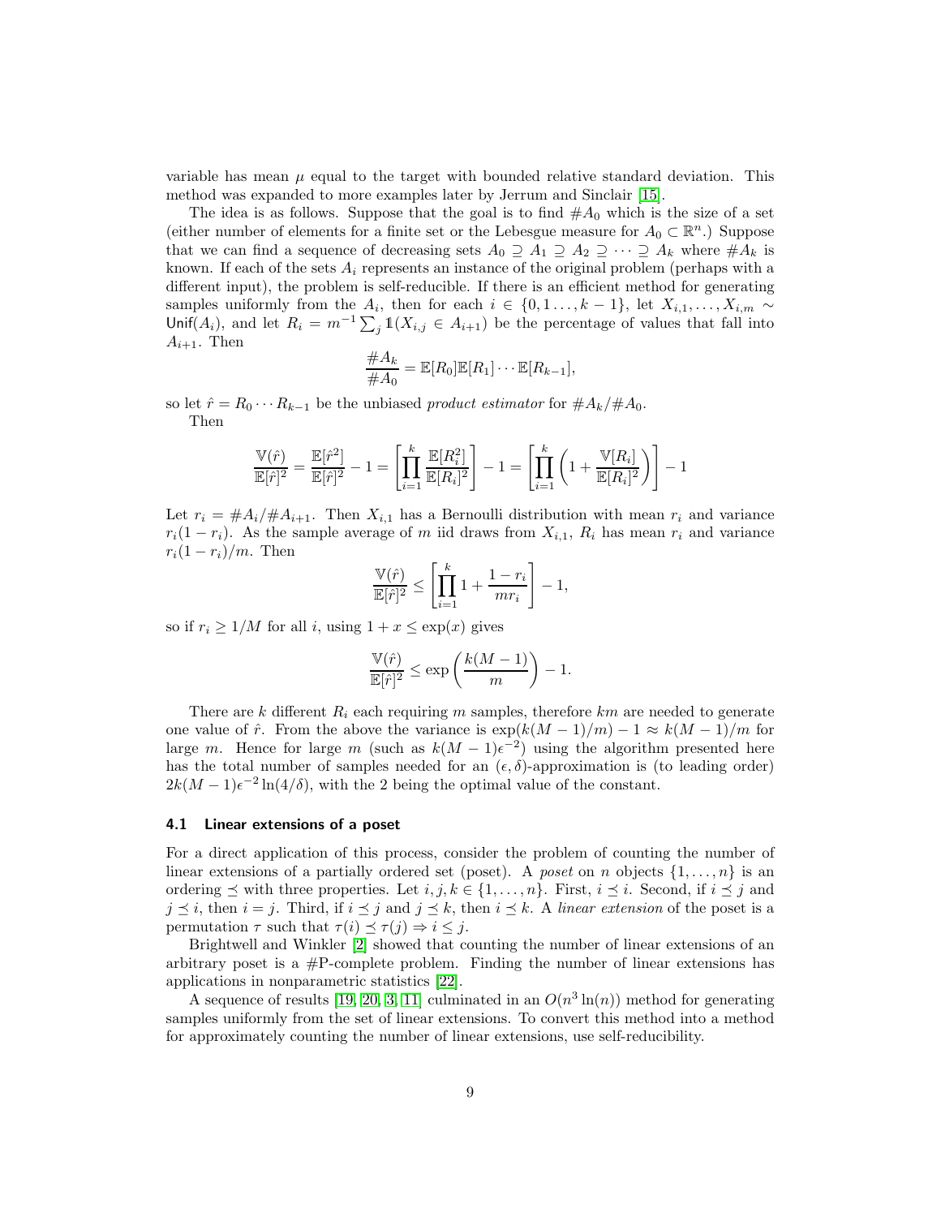variable has mean $\mu$ equal to the target with bounded relative standard deviation. This method was expanded to more examples later by Jerrum and Sinclair [15].

The idea is as follows. Suppose that the goal is to find $\#A_0$ which is the size of a set (either number of elements for a finite set or the Lebesgue measure for $A_0 \subset \mathbb{R}^n$.) Suppose that we can find a sequence of decreasing sets $A_0 \supseteq A_1 \supseteq A_2 \supseteq \cdots \supseteq A_k$ where $\#A_k$ is known. If each of the sets $A_i$ represents an instance of the original problem (perhaps with a different input), the problem is self-reducible. If there is an efficient method for generating samples uniformly from the $A_i$, then for each $i \in \{0, 1 \ldots, k-1\}$, let $X_{i,1}, \ldots, X_{i,m} \sim \textsf{Unif}(A_i)$, and let $R_i = m^{-1} \sum_j \mathbb{1}(X_{i,j} \in A_{i+1})$ be the percentage of values that fall into $A_{i+1}$. Then

$$\frac{\#A_k}{\#A_0} = \mathbb{E}[R_0]\mathbb{E}[R_1] \cdots \mathbb{E}[R_{k-1}],$$

so let $\hat{r} = R_0 \cdots R_{k-1}$ be the unbiased *product estimator* for $\#A_k/\#A_0$.

Then

$$\frac{\mathbb{V}(\hat{r})}{\mathbb{E}[\hat{r}]^2} = \frac{\mathbb{E}[\hat{r}^2]}{\mathbb{E}[\hat{r}]^2} - 1 = \left[\prod_{i=1}^{k} \frac{\mathbb{E}[R_i^2]}{\mathbb{E}[R_i]^2}\right] - 1 = \left[\prod_{i=1}^{k} \left(1 + \frac{\mathbb{V}[R_i]}{\mathbb{E}[R_i]^2}\right)\right] - 1$$

Let $r_i = \#A_i/\#A_{i+1}$. Then $X_{i,1}$ has a Bernoulli distribution with mean $r_i$ and variance $r_i(1-r_i)$. As the sample average of $m$ iid draws from $X_{i,1}$, $R_i$ has mean $r_i$ and variance $r_i(1-r_i)/m$. Then

$$\frac{\mathbb{V}(\hat{r})}{\mathbb{E}[\hat{r}]^2} \leq \left[\prod_{i=1}^{k} 1 + \frac{1-r_i}{mr_i}\right] - 1,$$

so if $r_i \geq 1/M$ for all $i$, using $1 + x \leq \exp(x)$ gives

$$\frac{\mathbb{V}(\hat{r})}{\mathbb{E}[\hat{r}]^2} \leq \exp\left(\frac{k(M-1)}{m}\right) - 1.$$

There are $k$ different $R_i$ each requiring $m$ samples, therefore $km$ are needed to generate one value of $\hat{r}$. From the above the variance is $\exp(k(M-1)/m) - 1 \approx k(M-1)/m$ for large $m$. Hence for large $m$ (such as $k(M-1)\epsilon^{-2}$) using the algorithm presented here has the total number of samples needed for an $(\epsilon, \delta)$-approximation is (to leading order) $2k(M-1)\epsilon^{-2}\ln(4/\delta)$, with the 2 being the optimal value of the constant.

### 4.1 Linear extensions of a poset

For a direct application of this process, consider the problem of counting the number of linear extensions of a partially ordered set (poset). A *poset* on $n$ objects $\{1, \ldots, n\}$ is an ordering $\preceq$ with three properties. Let $i, j, k \in \{1, \ldots, n\}$. First, $i \preceq i$. Second, if $i \preceq j$ and $j \preceq i$, then $i = j$. Third, if $i \preceq j$ and $j \preceq k$, then $i \preceq k$. A *linear extension* of the poset is a permutation $\tau$ such that $\tau(i) \preceq \tau(j) \Rightarrow i \leq j$.

Brightwell and Winkler [2] showed that counting the number of linear extensions of an arbitrary poset is a #P-complete problem. Finding the number of linear extensions has applications in nonparametric statistics [22].

A sequence of results [19, 20, 3, 11] culminated in an $O(n^3 \ln(n))$ method for generating samples uniformly from the set of linear extensions. To convert this method into a method for approximately counting the number of linear extensions, use self-reducibility.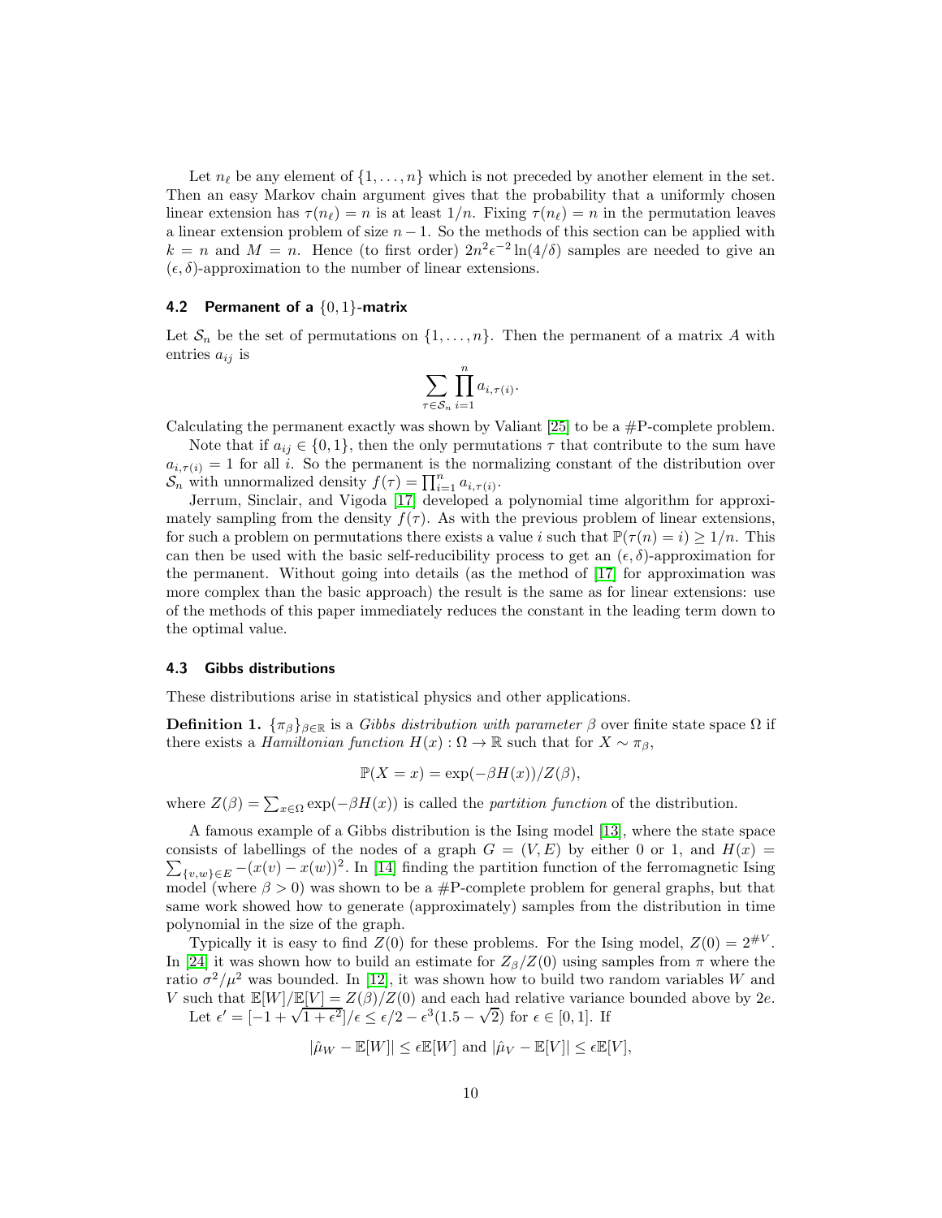Let $n_\ell$ be any element of $\{1, \ldots, n\}$ which is not preceded by another element in the set. Then an easy Markov chain argument gives that the probability that a uniformly chosen linear extension has $\tau(n_\ell) = n$ is at least $1/n$. Fixing $\tau(n_\ell) = n$ in the permutation leaves a linear extension problem of size $n - 1$. So the methods of this section can be applied with $k = n$ and $M = n$. Hence (to first order) $2n^2\epsilon^{-2}\ln(4/\delta)$ samples are needed to give an $(\epsilon, \delta)$-approximation to the number of linear extensions.

### 4.2 Permanent of a $\{0, 1\}$-matrix

Let $\mathcal{S}_n$ be the set of permutations on $\{1, \ldots, n\}$. Then the permanent of a matrix $A$ with entries $a_{ij}$ is

$$\sum_{\tau \in \mathcal{S}_n} \prod_{i=1}^{n} a_{i,\tau(i)}.$$

Calculating the permanent exactly was shown by Valiant [25] to be a #P-complete problem.

Note that if $a_{ij} \in \{0, 1\}$, then the only permutations $\tau$ that contribute to the sum have $a_{i,\tau(i)} = 1$ for all $i$. So the permanent is the normalizing constant of the distribution over $\mathcal{S}_n$ with unnormalized density $f(\tau) = \prod_{i=1}^{n} a_{i,\tau(i)}$.

Jerrum, Sinclair, and Vigoda [17] developed a polynomial time algorithm for approximately sampling from the density $f(\tau)$. As with the previous problem of linear extensions, for such a problem on permutations there exists a value $i$ such that $\mathbb{P}(\tau(n) = i) \geq 1/n$. This can then be used with the basic self-reducibility process to get an $(\epsilon, \delta)$-approximation for the permanent. Without going into details (as the method of [17] for approximation was more complex than the basic approach) the result is the same as for linear extensions: use of the methods of this paper immediately reduces the constant in the leading term down to the optimal value.

### 4.3 Gibbs distributions

These distributions arise in statistical physics and other applications.

**Definition 1.** $\{\pi_\beta\}_{\beta \in \mathbb{R}}$ is a *Gibbs distribution with parameter* $\beta$ over finite state space $\Omega$ if there exists a *Hamiltonian function* $H(x) : \Omega \to \mathbb{R}$ such that for $X \sim \pi_\beta$,

$$\mathbb{P}(X = x) = \exp(-\beta H(x))/Z(\beta),$$

where $Z(\beta) = \sum_{x \in \Omega} \exp(-\beta H(x))$ is called the *partition function* of the distribution.

A famous example of a Gibbs distribution is the Ising model [13], where the state space consists of labellings of the nodes of a graph $G = (V, E)$ by either 0 or 1, and $H(x) = \sum_{\{v,w\} \in E} -(x(v) - x(w))^2$. In [14] finding the partition function of the ferromagnetic Ising model (where $\beta > 0$) was shown to be a #P-complete problem for general graphs, but that same work showed how to generate (approximately) samples from the distribution in time polynomial in the size of the graph.

Typically it is easy to find $Z(0)$ for these problems. For the Ising model, $Z(0) = 2^{\#V}$. In [24] it was shown how to build an estimate for $Z_\beta/Z(0)$ using samples from $\pi$ where the ratio $\sigma^2/\mu^2$ was bounded. In [12], it was shown how to build two random variables $W$ and $V$ such that $\mathbb{E}[W]/\mathbb{E}[V] = Z(\beta)/Z(0)$ and each had relative variance bounded above by $2e$.

Let $\epsilon' = [-1 + \sqrt{1 + \epsilon^2}]/\epsilon \leq \epsilon/2 - \epsilon^3(1.5 - \sqrt{2})$ for $\epsilon \in [0, 1]$. If

$$|\hat{\mu}_W - \mathbb{E}[W]| \leq \epsilon \mathbb{E}[W] \text{ and } |\hat{\mu}_V - \mathbb{E}[V]| \leq \epsilon \mathbb{E}[V],$$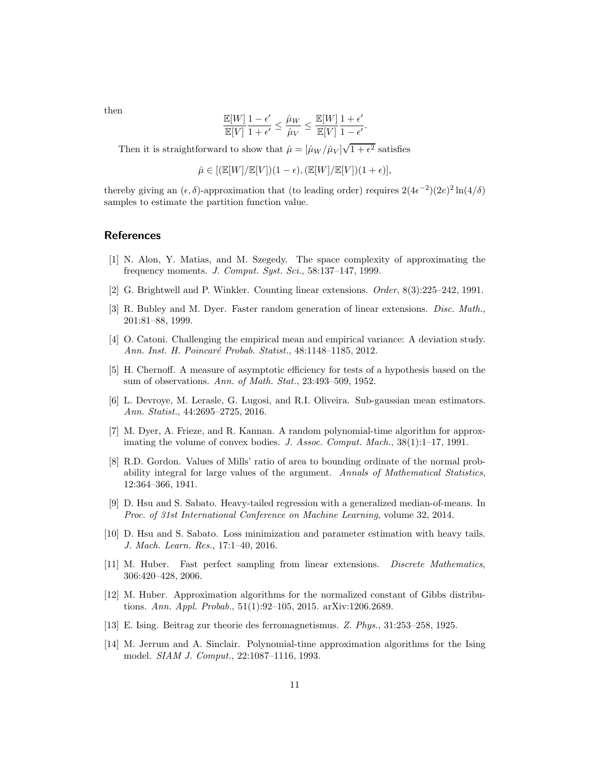then

$$\frac{\mathbb{E}[W]}{\mathbb{E}[V]} \frac{1-\epsilon'}{1+\epsilon'} \leq \frac{\hat{\mu}_W}{\hat{\mu}_V} \leq \frac{\mathbb{E}[W]}{\mathbb{E}[V]} \frac{1+\epsilon'}{1-\epsilon'}.$$

Then it is straightforward to show that $\hat{\mu} = [\hat{\mu}_W / \hat{\mu}_V]\sqrt{1+\epsilon^2}$ satisfies

$$\hat{\mu} \in [(\mathbb{E}[W]/\mathbb{E}[V])(1-\epsilon), (\mathbb{E}[W]/\mathbb{E}[V])(1+\epsilon)],$$

thereby giving an $(\epsilon, \delta)$-approximation that (to leading order) requires $2(4\epsilon^{-2})(2e)^2 \ln(4/\delta)$ samples to estimate the partition function value.

## References

[1] N. Alon, Y. Matias, and M. Szegedy. The space complexity of approximating the frequency moments. *J. Comput. Syst. Sci.*, 58:137–147, 1999.

[2] G. Brightwell and P. Winkler. Counting linear extensions. *Order*, 8(3):225–242, 1991.

[3] R. Bubley and M. Dyer. Faster random generation of linear extensions. *Disc. Math.*, 201:81–88, 1999.

[4] O. Catoni. Challenging the empirical mean and empirical variance: A deviation study. *Ann. Inst. H. Poincaré Probab. Statist.*, 48:1148–1185, 2012.

[5] H. Chernoff. A measure of asymptotic efficiency for tests of a hypothesis based on the sum of observations. *Ann. of Math. Stat.*, 23:493–509, 1952.

[6] L. Devroye, M. Lerasle, G. Lugosi, and R.I. Oliveira. Sub-gaussian mean estimators. *Ann. Statist.*, 44:2695–2725, 2016.

[7] M. Dyer, A. Frieze, and R. Kannan. A random polynomial-time algorithm for approximating the volume of convex bodies. *J. Assoc. Comput. Mach.*, 38(1):1–17, 1991.

[8] R.D. Gordon. Values of Mills' ratio of area to bounding ordinate of the normal probability integral for large values of the argument. *Annals of Mathematical Statistics*, 12:364–366, 1941.

[9] D. Hsu and S. Sabato. Heavy-tailed regression with a generalized median-of-means. In *Proc. of 31st International Conference on Machine Learning*, volume 32, 2014.

[10] D. Hsu and S. Sabato. Loss minimization and parameter estimation with heavy tails. *J. Mach. Learn. Res.*, 17:1–40, 2016.

[11] M. Huber. Fast perfect sampling from linear extensions. *Discrete Mathematics*, 306:420–428, 2006.

[12] M. Huber. Approximation algorithms for the normalized constant of Gibbs distributions. *Ann. Appl. Probab.*, 51(1):92–105, 2015. arXiv:1206.2689.

[13] E. Ising. Beitrag zur theorie des ferromagnetismus. *Z. Phys.*, 31:253–258, 1925.

[14] M. Jerrum and A. Sinclair. Polynomial-time approximation algorithms for the Ising model. *SIAM J. Comput.*, 22:1087–1116, 1993.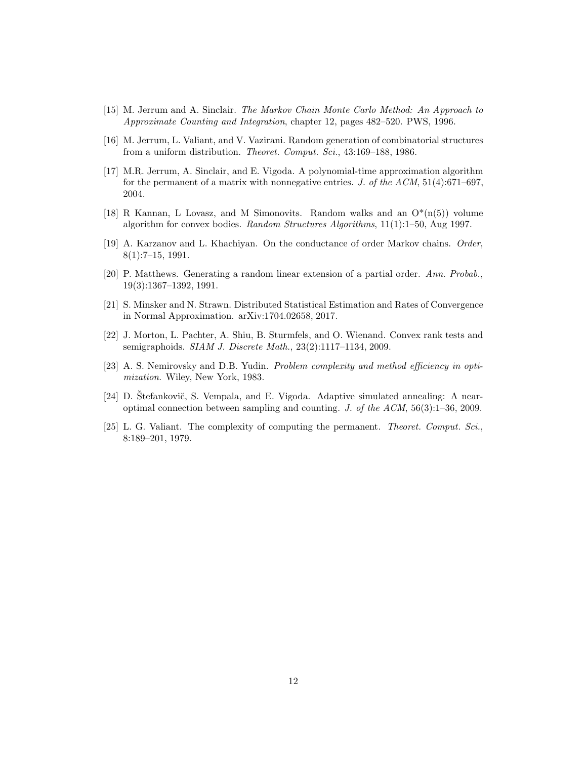[15] M. Jerrum and A. Sinclair. *The Markov Chain Monte Carlo Method: An Approach to Approximate Counting and Integration*, chapter 12, pages 482–520. PWS, 1996.

[16] M. Jerrum, L. Valiant, and V. Vazirani. Random generation of combinatorial structures from a uniform distribution. *Theoret. Comput. Sci.*, 43:169–188, 1986.

[17] M.R. Jerrum, A. Sinclair, and E. Vigoda. A polynomial-time approximation algorithm for the permanent of a matrix with nonnegative entries. *J. of the ACM*, 51(4):671–697, 2004.

[18] R Kannan, L Lovasz, and M Simonovits. Random walks and an O*(n(5)) volume algorithm for convex bodies. *Random Structures Algorithms*, 11(1):1–50, Aug 1997.

[19] A. Karzanov and L. Khachiyan. On the conductance of order Markov chains. *Order*, 8(1):7–15, 1991.

[20] P. Matthews. Generating a random linear extension of a partial order. *Ann. Probab.*, 19(3):1367–1392, 1991.

[21] S. Minsker and N. Strawn. Distributed Statistical Estimation and Rates of Convergence in Normal Approximation. arXiv:1704.02658, 2017.

[22] J. Morton, L. Pachter, A. Shiu, B. Sturmfels, and O. Wienand. Convex rank tests and semigraphoids. *SIAM J. Discrete Math.*, 23(2):1117–1134, 2009.

[23] A. S. Nemirovsky and D.B. Yudin. *Problem complexity and method efficiency in optimization*. Wiley, New York, 1983.

[24] D. Štefankovič, S. Vempala, and E. Vigoda. Adaptive simulated annealing: A near-optimal connection between sampling and counting. *J. of the ACM*, 56(3):1–36, 2009.

[25] L. G. Valiant. The complexity of computing the permanent. *Theoret. Comput. Sci.*, 8:189–201, 1979.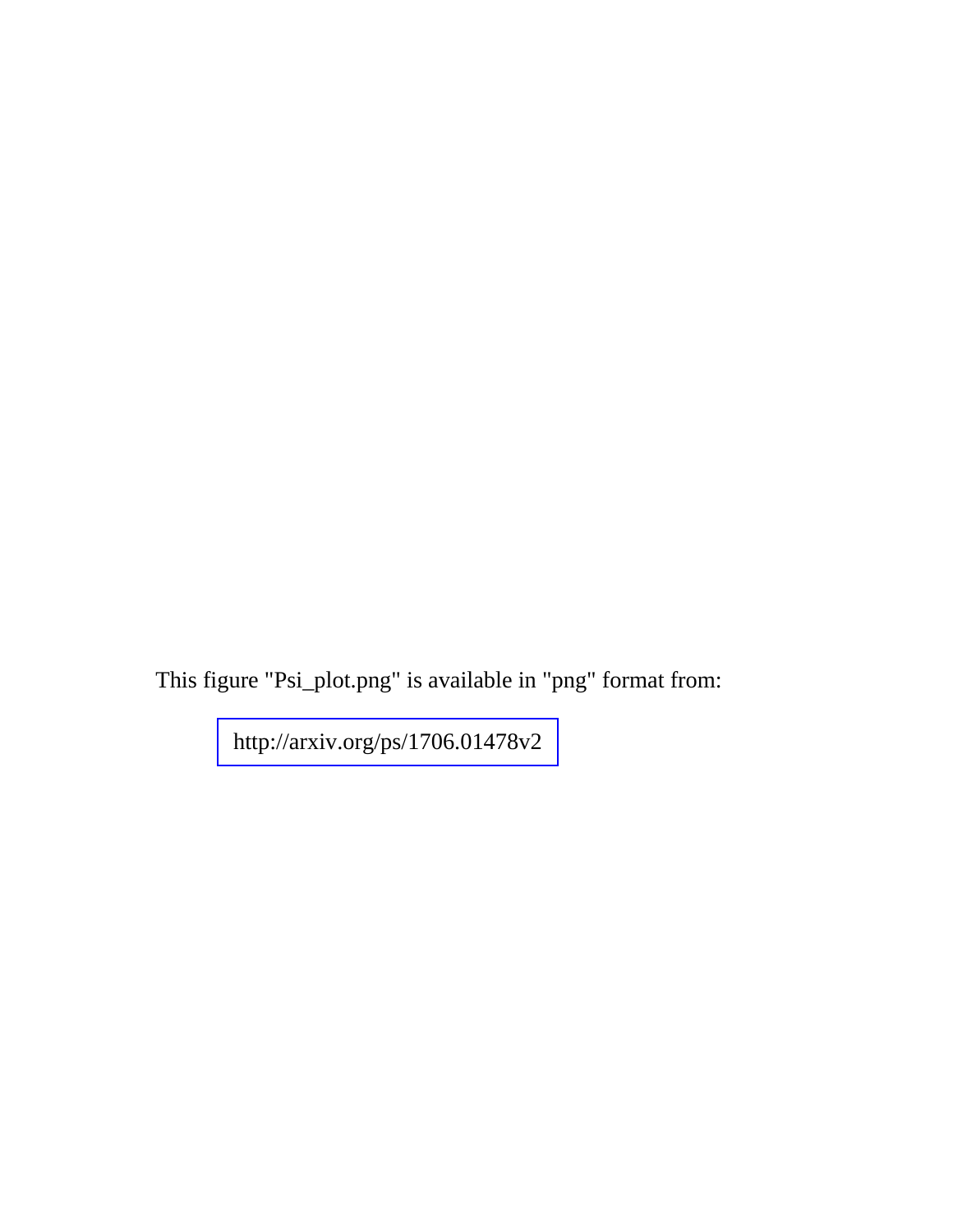This figure "Psi_plot.png" is available in "png" format from:

http://arxiv.org/ps/1706.01478v2